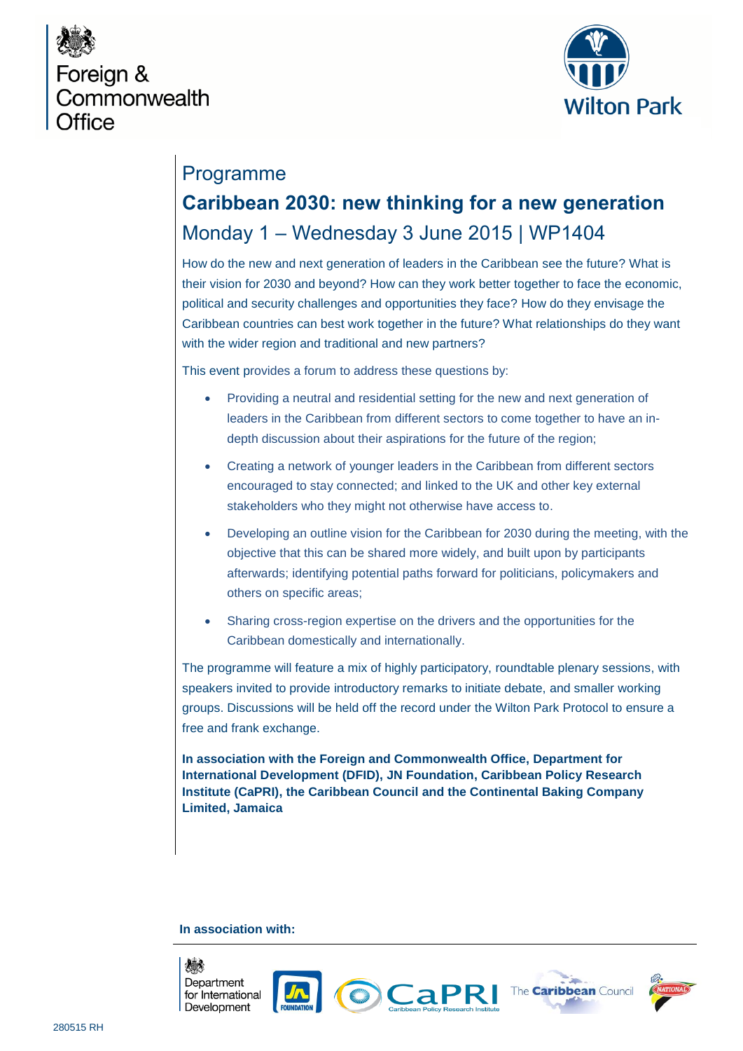Foreign & Commonwealth Office

Wilton Park

# Programme

## Caribbean 2030: new thinking for a new generation

### Monday 1 – Wednesday 3 June 2015 | WP1404

How do the new and next generation of leaders in the Caribbean see the future? What is their vision for 2030 and beyond? How can they work better together to face the economic, political and security challenges and opportunities they face? How do they envisage the Caribbean countries can best work together in the future? What relationships do they want with the wider region and traditional and new partners?

This event provides a forum to address these questions by:

- Providing a neutral and residential setting for the new and next generation of leaders in the Caribbean from different sectors to come together to have an in-depth discussion about their aspirations for the future of the region;
- Creating a network of younger leaders in the Caribbean from different sectors encouraged to stay connected; and linked to the UK and other key external stakeholders who they might not otherwise have access to.
- Developing an outline vision for the Caribbean for 2030 during the meeting, with the objective that this can be shared more widely, and built upon by participants afterwards; identifying potential paths forward for politicians, policymakers and others on specific areas;
- Sharing cross-region expertise on the drivers and the opportunities for the Caribbean domestically and internationally.

The programme will feature a mix of highly participatory, roundtable plenary sessions, with speakers invited to provide introductory remarks to initiate debate, and smaller working groups. Discussions will be held off the record under the Wilton Park Protocol to ensure a free and frank exchange.

**In association with the Foreign and Commonwealth Office, Department for International Development (DFID), JN Foundation, Caribbean Policy Research Institute (CaPRI), the Caribbean Council and the Continental Baking Company Limited, Jamaica**

**In association with:**

Department for International Development | JN Foundation | CaPRI Caribbean Policy Research Institute | The Caribbean Council | National

280515 RH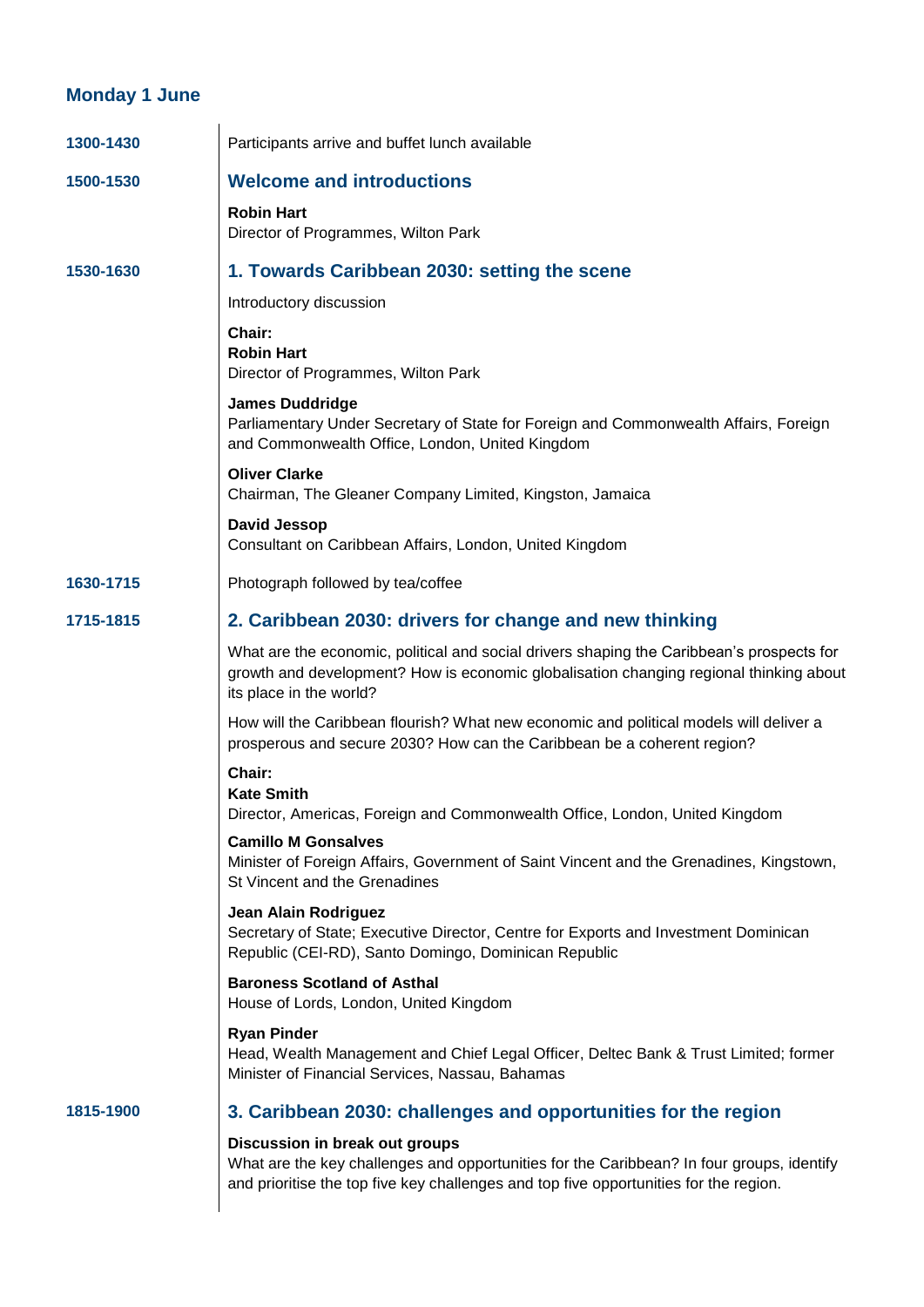## Monday 1 June

**1300-1430**

Participants arrive and buffet lunch available

**1500-1530**

### Welcome and introductions

**Robin Hart**
Director of Programmes, Wilton Park

**1530-1630**

### 1. Towards Caribbean 2030: setting the scene

Introductory discussion

**Chair:**
**Robin Hart**
Director of Programmes, Wilton Park

**James Duddridge**
Parliamentary Under Secretary of State for Foreign and Commonwealth Affairs, Foreign and Commonwealth Office, London, United Kingdom

**Oliver Clarke**
Chairman, The Gleaner Company Limited, Kingston, Jamaica

**David Jessop**
Consultant on Caribbean Affairs, London, United Kingdom

**1630-1715**

Photograph followed by tea/coffee

**1715-1815**

### 2. Caribbean 2030: drivers for change and new thinking

What are the economic, political and social drivers shaping the Caribbean's prospects for growth and development? How is economic globalisation changing regional thinking about its place in the world?

How will the Caribbean flourish? What new economic and political models will deliver a prosperous and secure 2030? How can the Caribbean be a coherent region?

**Chair:**
**Kate Smith**
Director, Americas, Foreign and Commonwealth Office, London, United Kingdom

**Camillo M Gonsalves**
Minister of Foreign Affairs, Government of Saint Vincent and the Grenadines, Kingstown, St Vincent and the Grenadines

**Jean Alain Rodriguez**
Secretary of State; Executive Director, Centre for Exports and Investment Dominican Republic (CEI-RD), Santo Domingo, Dominican Republic

**Baroness Scotland of Asthal**
House of Lords, London, United Kingdom

**Ryan Pinder**
Head, Wealth Management and Chief Legal Officer, Deltec Bank & Trust Limited; former Minister of Financial Services, Nassau, Bahamas

**1815-1900**

### 3. Caribbean 2030: challenges and opportunities for the region

**Discussion in break out groups**
What are the key challenges and opportunities for the Caribbean? In four groups, identify and prioritise the top five key challenges and top five opportunities for the region.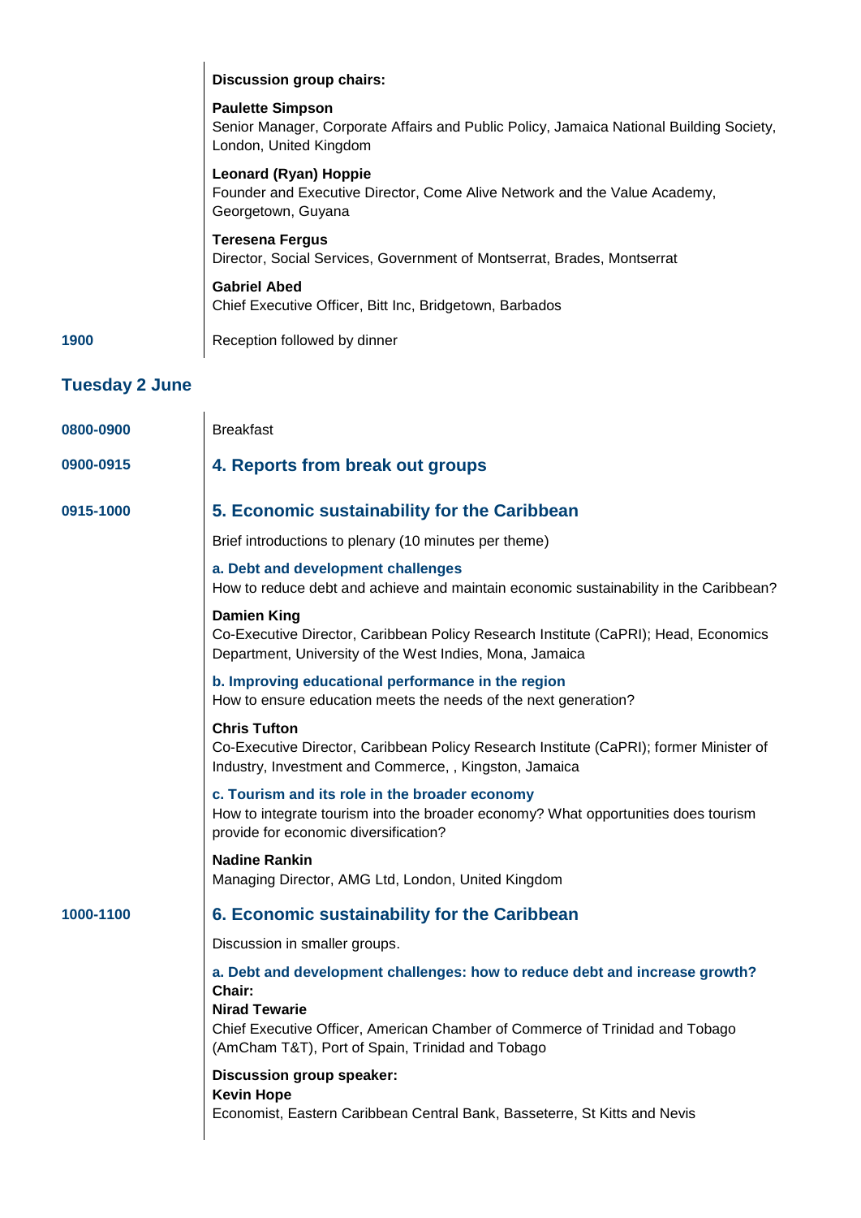**Discussion group chairs:**

**Paulette Simpson**
Senior Manager, Corporate Affairs and Public Policy, Jamaica National Building Society, London, United Kingdom

**Leonard (Ryan) Hoppie**
Founder and Executive Director, Come Alive Network and the Value Academy, Georgetown, Guyana

**Teresena Fergus**
Director, Social Services, Government of Montserrat, Brades, Montserrat

**Gabriel Abed**
Chief Executive Officer, Bitt Inc, Bridgetown, Barbados

**1900** Reception followed by dinner

## Tuesday 2 June

**0800-0900** Breakfast

**0900-0915**

### 4. Reports from break out groups

**0915-1000**

### 5. Economic sustainability for the Caribbean

Brief introductions to plenary (10 minutes per theme)

**a. Debt and development challenges**
How to reduce debt and achieve and maintain economic sustainability in the Caribbean?

**Damien King**
Co-Executive Director, Caribbean Policy Research Institute (CaPRI); Head, Economics Department, University of the West Indies, Mona, Jamaica

**b. Improving educational performance in the region**
How to ensure education meets the needs of the next generation?

**Chris Tufton**
Co-Executive Director, Caribbean Policy Research Institute (CaPRI); former Minister of Industry, Investment and Commerce, , Kingston, Jamaica

**c. Tourism and its role in the broader economy**
How to integrate tourism into the broader economy? What opportunities does tourism provide for economic diversification?

**Nadine Rankin**
Managing Director, AMG Ltd, London, United Kingdom

**1000-1100**

### 6. Economic sustainability for the Caribbean

Discussion in smaller groups.

**a. Debt and development challenges: how to reduce debt and increase growth?**
**Chair:**
**Nirad Tewarie**
Chief Executive Officer, American Chamber of Commerce of Trinidad and Tobago (AmCham T&T), Port of Spain, Trinidad and Tobago

**Discussion group speaker:**
**Kevin Hope**
Economist, Eastern Caribbean Central Bank, Basseterre, St Kitts and Nevis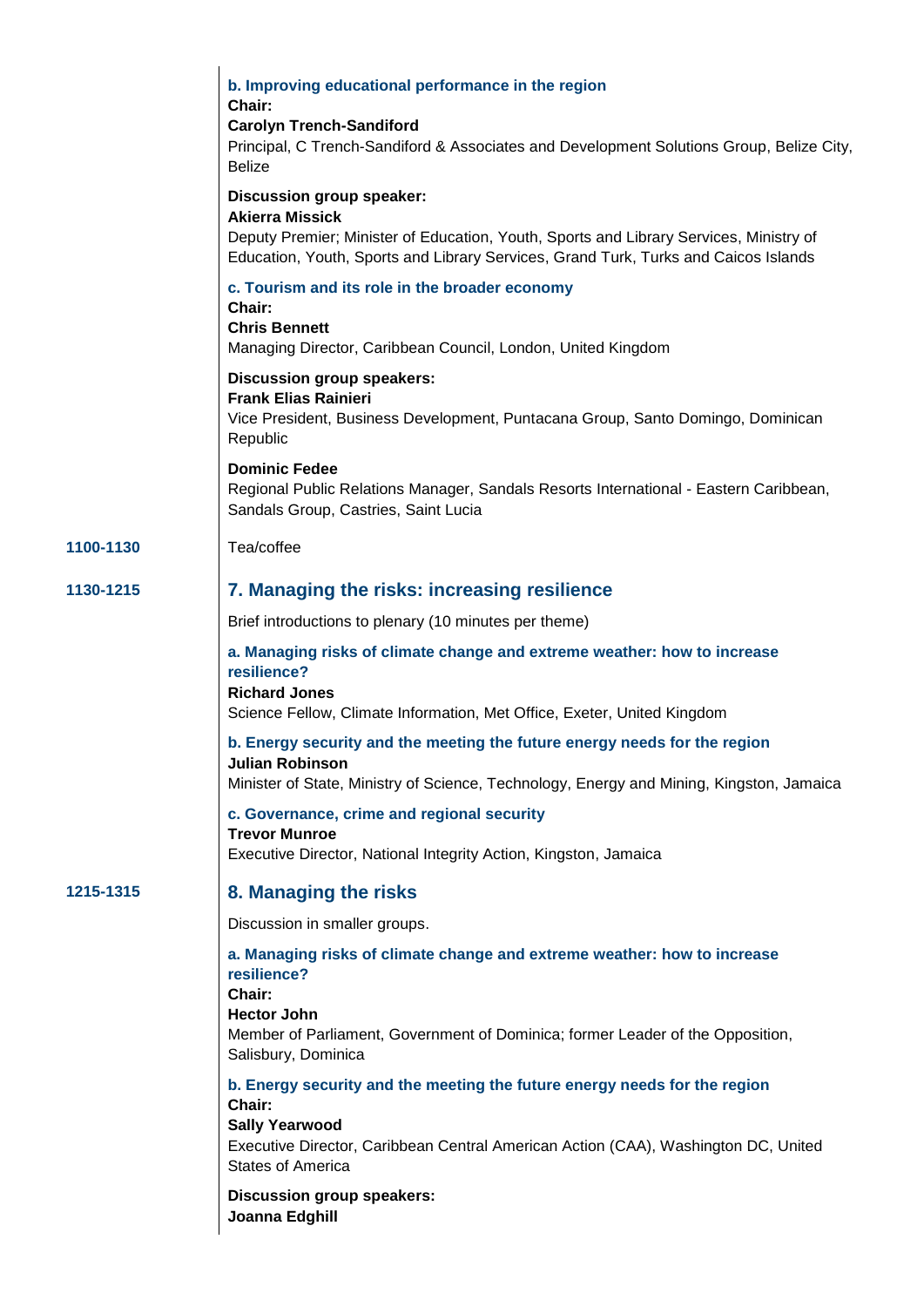**b. Improving educational performance in the region**

**Chair:**
**Carolyn Trench-Sandiford**
Principal, C Trench-Sandiford & Associates and Development Solutions Group, Belize City, Belize

**Discussion group speaker:**
**Akierra Missick**
Deputy Premier; Minister of Education, Youth, Sports and Library Services, Ministry of Education, Youth, Sports and Library Services, Grand Turk, Turks and Caicos Islands

**c. Tourism and its role in the broader economy**

**Chair:**
**Chris Bennett**
Managing Director, Caribbean Council, London, United Kingdom

**Discussion group speakers:**
**Frank Elias Rainieri**
Vice President, Business Development, Puntacana Group, Santo Domingo, Dominican Republic

**Dominic Fedee**
Regional Public Relations Manager, Sandals Resorts International - Eastern Caribbean, Sandals Group, Castries, Saint Lucia

**1100-1130** Tea/coffee

**1130-1215**

## 7. Managing the risks: increasing resilience

Brief introductions to plenary (10 minutes per theme)

**a. Managing risks of climate change and extreme weather: how to increase resilience?**

**Richard Jones**
Science Fellow, Climate Information, Met Office, Exeter, United Kingdom

**b. Energy security and the meeting the future energy needs for the region**

**Julian Robinson**
Minister of State, Ministry of Science, Technology, Energy and Mining, Kingston, Jamaica

**c. Governance, crime and regional security**

**Trevor Munroe**
Executive Director, National Integrity Action, Kingston, Jamaica

**1215-1315**

## 8. Managing the risks

Discussion in smaller groups.

**a. Managing risks of climate change and extreme weather: how to increase resilience?**

**Chair:**
**Hector John**
Member of Parliament, Government of Dominica; former Leader of the Opposition, Salisbury, Dominica

**b. Energy security and the meeting the future energy needs for the region**

**Chair:**
**Sally Yearwood**
Executive Director, Caribbean Central American Action (CAA), Washington DC, United States of America

**Discussion group speakers:**
**Joanna Edghill**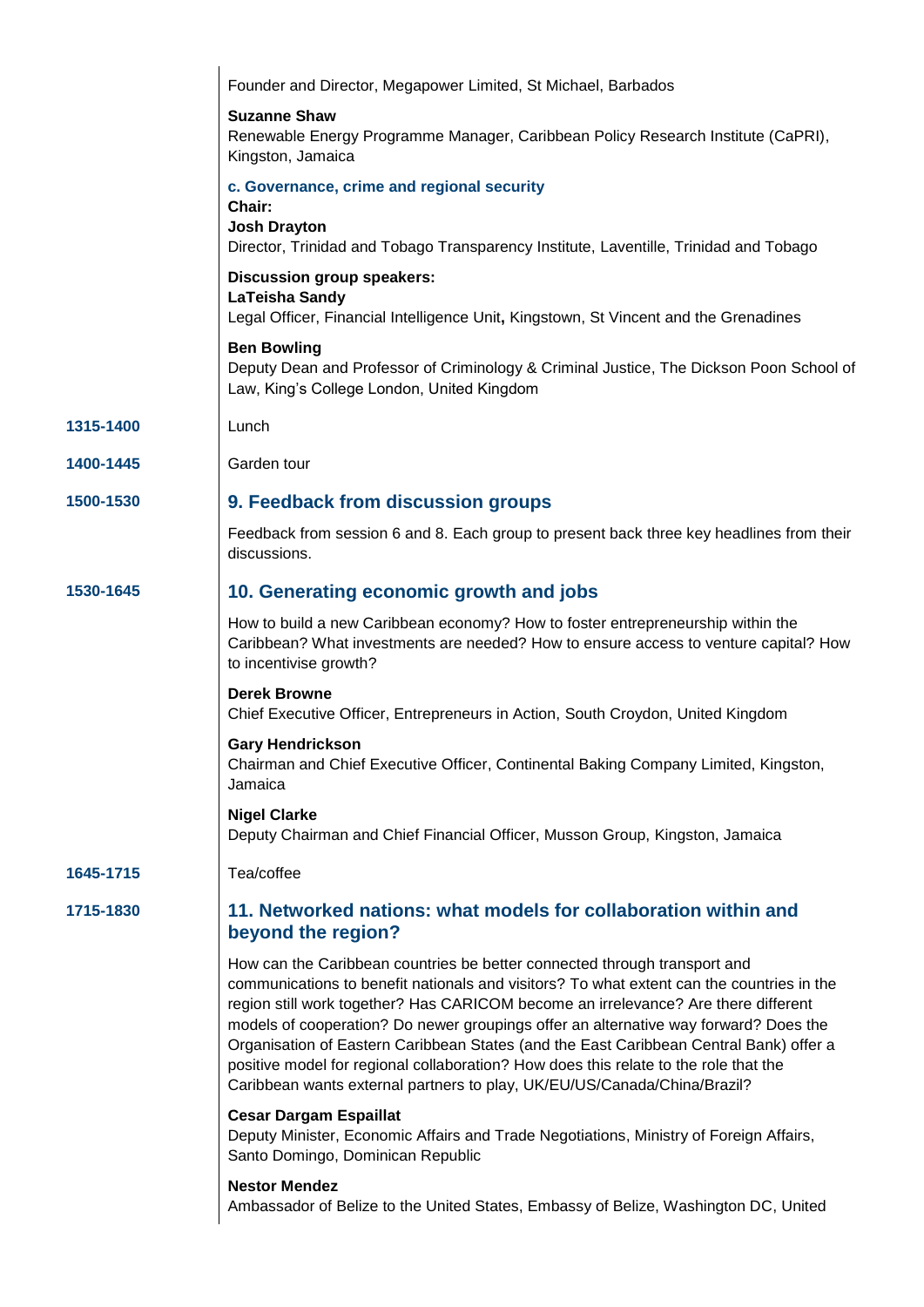Founder and Director, Megapower Limited, St Michael, Barbados

**Suzanne Shaw**
Renewable Energy Programme Manager, Caribbean Policy Research Institute (CaPRI), Kingston, Jamaica

**c. Governance, crime and regional security**
**Chair:**
**Josh Drayton**
Director, Trinidad and Tobago Transparency Institute, Laventille, Trinidad and Tobago

**Discussion group speakers:**
**LaTeisha Sandy**
Legal Officer, Financial Intelligence Unit**,** Kingstown, St Vincent and the Grenadines

**Ben Bowling**
Deputy Dean and Professor of Criminology & Criminal Justice, The Dickson Poon School of Law, King's College London, United Kingdom

**1315-1400** Lunch

**1400-1445** Garden tour

**1500-1530**

## 9. Feedback from discussion groups

Feedback from session 6 and 8. Each group to present back three key headlines from their discussions.

**1530-1645**

## 10. Generating economic growth and jobs

How to build a new Caribbean economy? How to foster entrepreneurship within the Caribbean? What investments are needed? How to ensure access to venture capital? How to incentivise growth?

**Derek Browne**
Chief Executive Officer, Entrepreneurs in Action, South Croydon, United Kingdom

**Gary Hendrickson**
Chairman and Chief Executive Officer, Continental Baking Company Limited, Kingston, Jamaica

**Nigel Clarke**
Deputy Chairman and Chief Financial Officer, Musson Group, Kingston, Jamaica

**1645-1715** Tea/coffee

**1715-1830**

## 11. Networked nations: what models for collaboration within and beyond the region?

How can the Caribbean countries be better connected through transport and communications to benefit nationals and visitors? To what extent can the countries in the region still work together? Has CARICOM become an irrelevance? Are there different models of cooperation? Do newer groupings offer an alternative way forward? Does the Organisation of Eastern Caribbean States (and the East Caribbean Central Bank) offer a positive model for regional collaboration? How does this relate to the role that the Caribbean wants external partners to play, UK/EU/US/Canada/China/Brazil?

**Cesar Dargam Espaillat**
Deputy Minister, Economic Affairs and Trade Negotiations, Ministry of Foreign Affairs, Santo Domingo, Dominican Republic

**Nestor Mendez**
Ambassador of Belize to the United States, Embassy of Belize, Washington DC, United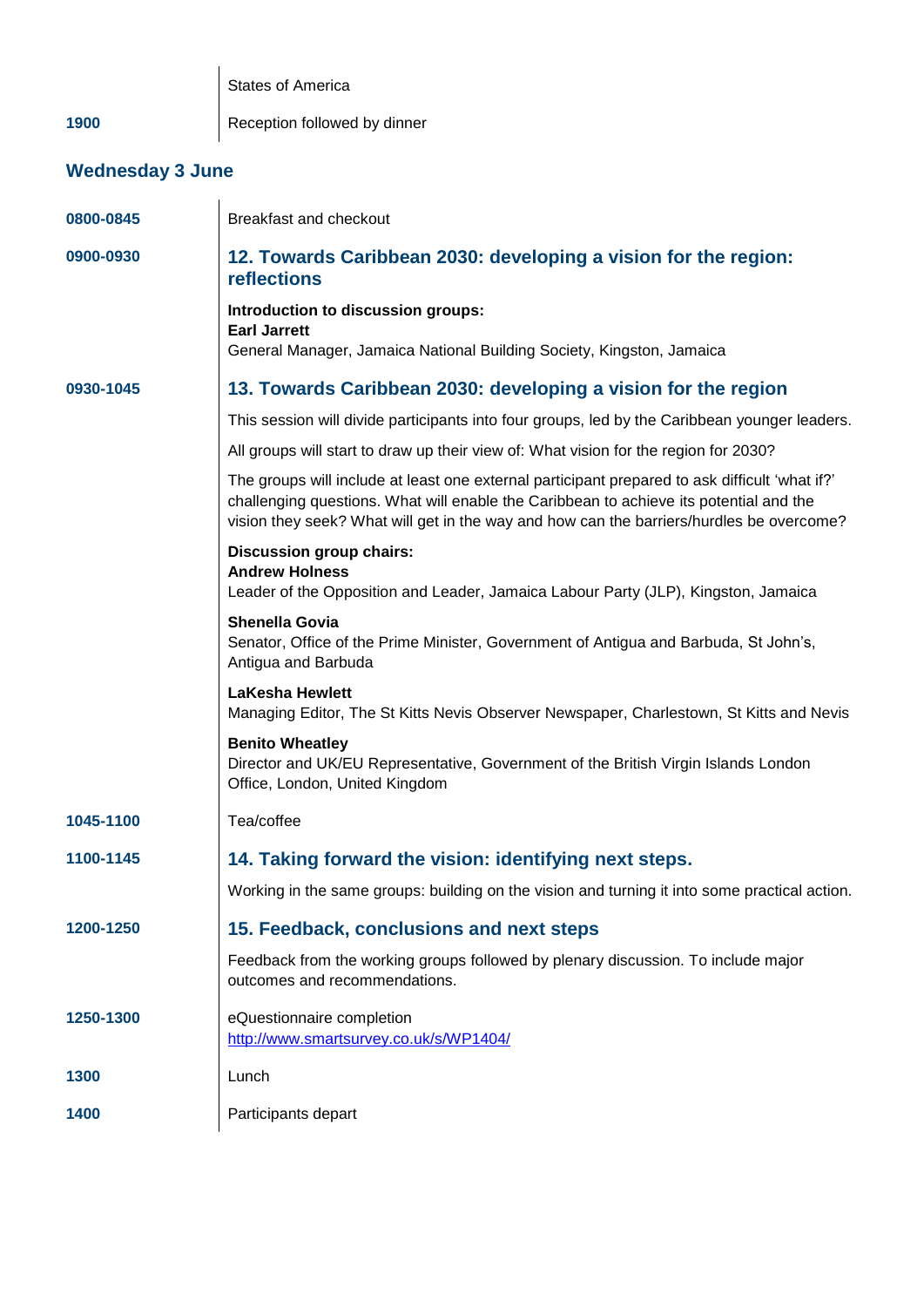| | |
|---|---|
| | States of America |
| **1900** | Reception followed by dinner |

## Wednesday 3 June

**0800-0845** Breakfast and checkout

**0900-0930**

### 12. Towards Caribbean 2030: developing a vision for the region: reflections

**Introduction to discussion groups:**
**Earl Jarrett**
General Manager, Jamaica National Building Society, Kingston, Jamaica

**0930-1045**

### 13. Towards Caribbean 2030: developing a vision for the region

This session will divide participants into four groups, led by the Caribbean younger leaders.

All groups will start to draw up their view of: What vision for the region for 2030?

The groups will include at least one external participant prepared to ask difficult 'what if?' challenging questions. What will enable the Caribbean to achieve its potential and the vision they seek? What will get in the way and how can the barriers/hurdles be overcome?

**Discussion group chairs:**
**Andrew Holness**
Leader of the Opposition and Leader, Jamaica Labour Party (JLP), Kingston, Jamaica

**Shenella Govia**
Senator, Office of the Prime Minister, Government of Antigua and Barbuda, St John's, Antigua and Barbuda

**LaKesha Hewlett**
Managing Editor, The St Kitts Nevis Observer Newspaper, Charlestown, St Kitts and Nevis

**Benito Wheatley**
Director and UK/EU Representative, Government of the British Virgin Islands London Office, London, United Kingdom

**1045-1100** Tea/coffee

**1100-1145**

### 14. Taking forward the vision: identifying next steps.

Working in the same groups: building on the vision and turning it into some practical action.

**1200-1250**

### 15. Feedback, conclusions and next steps

Feedback from the working groups followed by plenary discussion. To include major outcomes and recommendations.

**1250-1300** eQuestionnaire completion
http://www.smartsurvey.co.uk/s/WP1404/

**1300** Lunch

**1400** Participants depart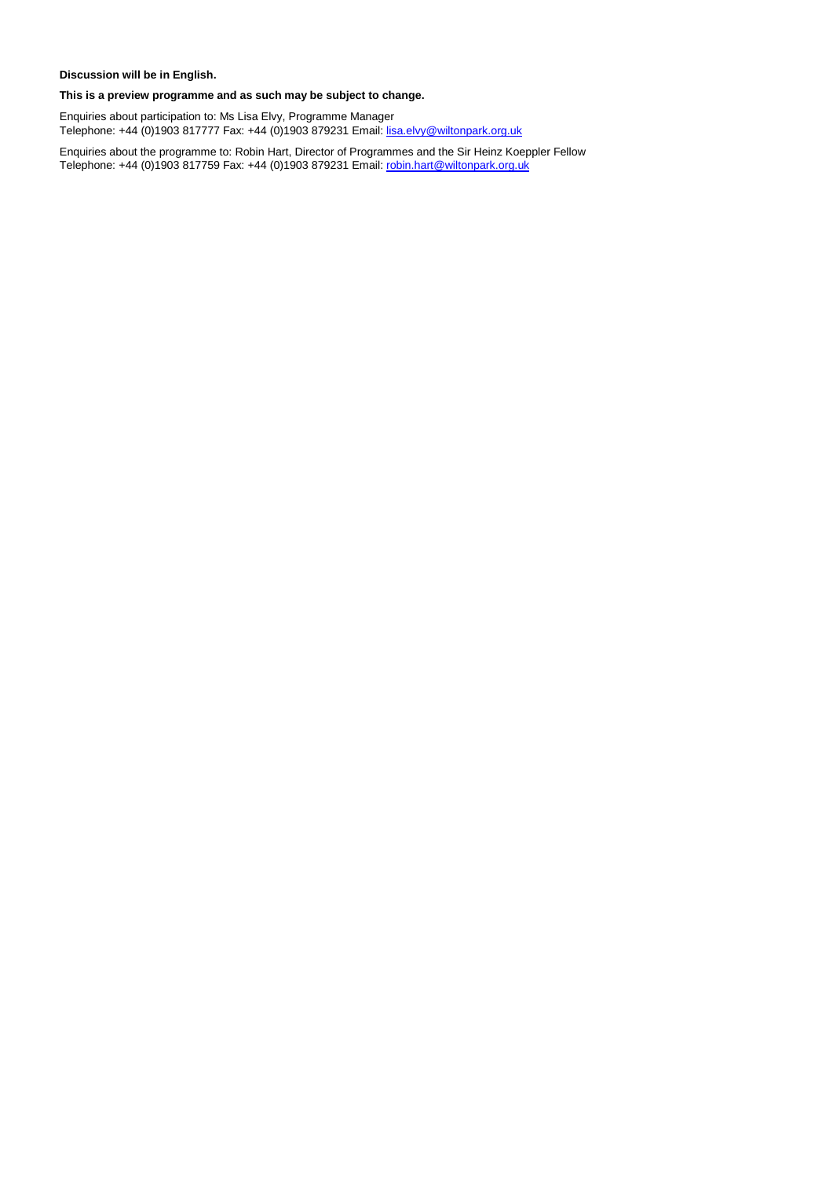**Discussion will be in English.**

**This is a preview programme and as such may be subject to change.**

Enquiries about participation to: Ms Lisa Elvy, Programme Manager
Telephone: +44 (0)1903 817777 Fax: +44 (0)1903 879231 Email: lisa.elvy@wiltonpark.org.uk

Enquiries about the programme to: Robin Hart, Director of Programmes and the Sir Heinz Koeppler Fellow
Telephone: +44 (0)1903 817759 Fax: +44 (0)1903 879231 Email: robin.hart@wiltonpark.org.uk